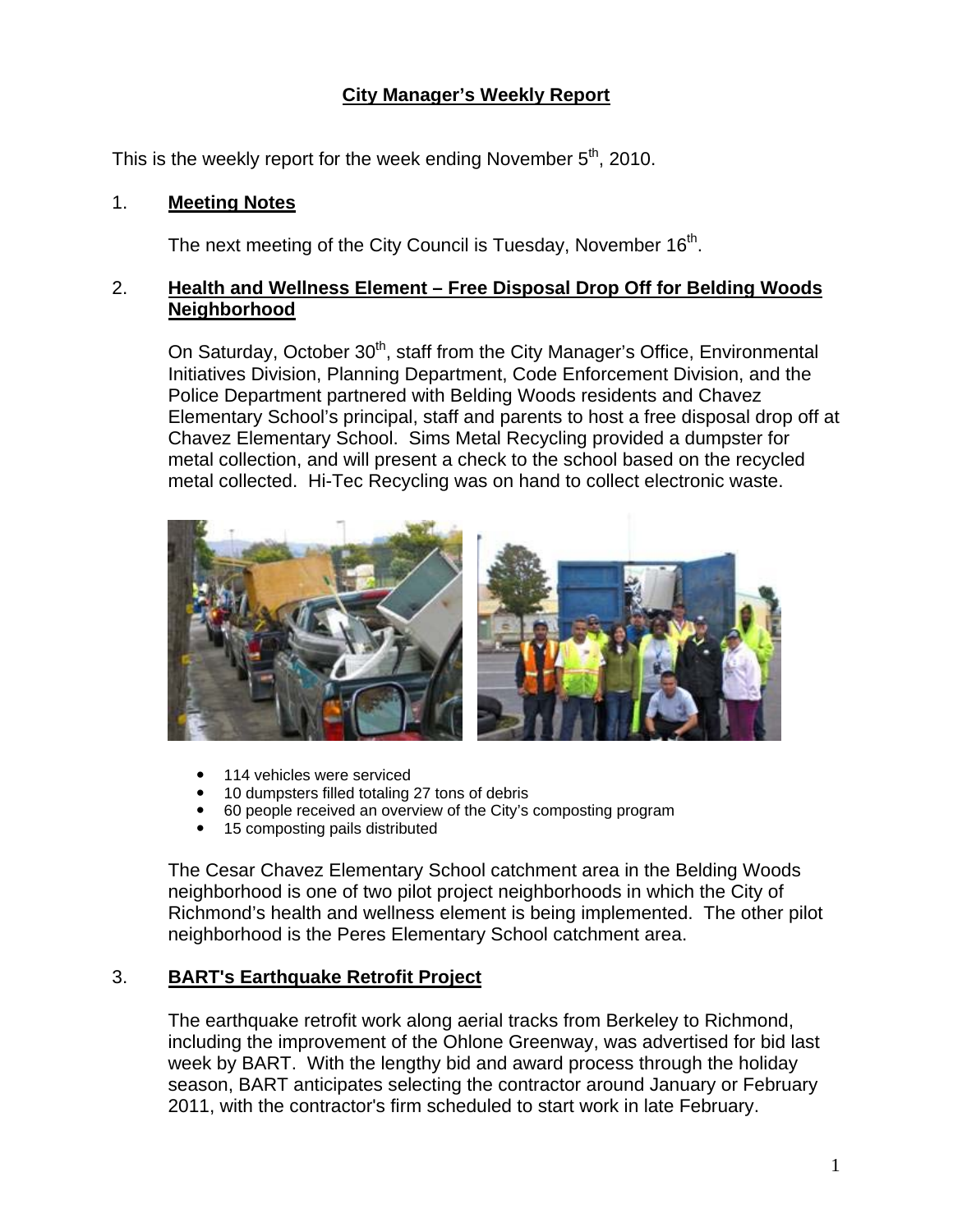# City Manager's Weekly Report

This is the weekly report for the week ending November 5th, 2010.

## 1. Meeting Notes

The next meeting of the City Council is Tuesday, November 16th.

## 2. Health and Wellness Element – Free Disposal Drop Off for Belding Woods Neighborhood

On Saturday, October 30th, staff from the City Manager's Office, Environmental Initiatives Division, Planning Department, Code Enforcement Division, and the Police Department partnered with Belding Woods residents and Chavez Elementary School's principal, staff and parents to host a free disposal drop off at Chavez Elementary School. Sims Metal Recycling provided a dumpster for metal collection, and will present a check to the school based on the recycled metal collected. Hi-Tec Recycling was on hand to collect electronic waste.

- 114 vehicles were serviced
- 10 dumpsters filled totaling 27 tons of debris
- 60 people received an overview of the City's composting program
- 15 composting pails distributed

The Cesar Chavez Elementary School catchment area in the Belding Woods neighborhood is one of two pilot project neighborhoods in which the City of Richmond's health and wellness element is being implemented. The other pilot neighborhood is the Peres Elementary School catchment area.

## 3. BART's Earthquake Retrofit Project

The earthquake retrofit work along aerial tracks from Berkeley to Richmond, including the improvement of the Ohlone Greenway, was advertised for bid last week by BART. With the lengthy bid and award process through the holiday season, BART anticipates selecting the contractor around January or February 2011, with the contractor's firm scheduled to start work in late February.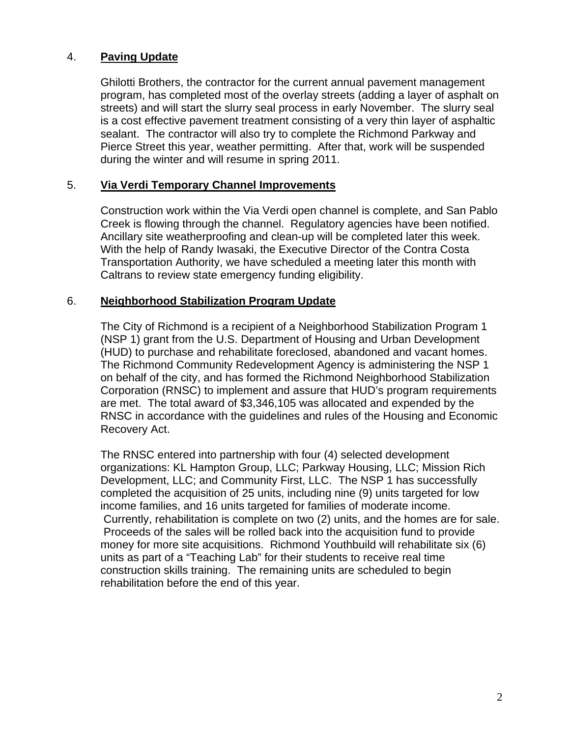4. **Paving Update**

Ghilotti Brothers, the contractor for the current annual pavement management program, has completed most of the overlay streets (adding a layer of asphalt on streets) and will start the slurry seal process in early November. The slurry seal is a cost effective pavement treatment consisting of a very thin layer of asphaltic sealant. The contractor will also try to complete the Richmond Parkway and Pierce Street this year, weather permitting. After that, work will be suspended during the winter and will resume in spring 2011.

5. **Via Verdi Temporary Channel Improvements**

Construction work within the Via Verdi open channel is complete, and San Pablo Creek is flowing through the channel. Regulatory agencies have been notified. Ancillary site weatherproofing and clean-up will be completed later this week. With the help of Randy Iwasaki, the Executive Director of the Contra Costa Transportation Authority, we have scheduled a meeting later this month with Caltrans to review state emergency funding eligibility.

6. **Neighborhood Stabilization Program Update**

The City of Richmond is a recipient of a Neighborhood Stabilization Program 1 (NSP 1) grant from the U.S. Department of Housing and Urban Development (HUD) to purchase and rehabilitate foreclosed, abandoned and vacant homes. The Richmond Community Redevelopment Agency is administering the NSP 1 on behalf of the city, and has formed the Richmond Neighborhood Stabilization Corporation (RNSC) to implement and assure that HUD's program requirements are met. The total award of $3,346,105 was allocated and expended by the RNSC in accordance with the guidelines and rules of the Housing and Economic Recovery Act.

The RNSC entered into partnership with four (4) selected development organizations: KL Hampton Group, LLC; Parkway Housing, LLC; Mission Rich Development, LLC; and Community First, LLC. The NSP 1 has successfully completed the acquisition of 25 units, including nine (9) units targeted for low income families, and 16 units targeted for families of moderate income. Currently, rehabilitation is complete on two (2) units, and the homes are for sale. Proceeds of the sales will be rolled back into the acquisition fund to provide money for more site acquisitions. Richmond Youthbuild will rehabilitate six (6) units as part of a "Teaching Lab" for their students to receive real time construction skills training. The remaining units are scheduled to begin rehabilitation before the end of this year.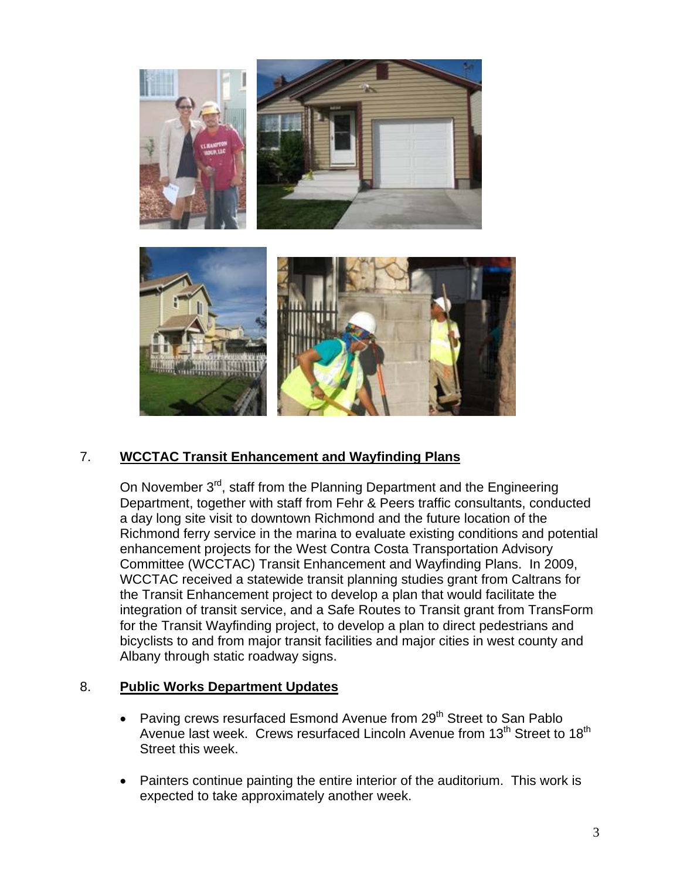## 7. **WCCTAC Transit Enhancement and Wayfinding Plans**

On November 3rd, staff from the Planning Department and the Engineering Department, together with staff from Fehr & Peers traffic consultants, conducted a day long site visit to downtown Richmond and the future location of the Richmond ferry service in the marina to evaluate existing conditions and potential enhancement projects for the West Contra Costa Transportation Advisory Committee (WCCTAC) Transit Enhancement and Wayfinding Plans. In 2009, WCCTAC received a statewide transit planning studies grant from Caltrans for the Transit Enhancement project to develop a plan that would facilitate the integration of transit service, and a Safe Routes to Transit grant from TransForm for the Transit Wayfinding project, to develop a plan to direct pedestrians and bicyclists to and from major transit facilities and major cities in west county and Albany through static roadway signs.

## 8. **Public Works Department Updates**

- Paving crews resurfaced Esmond Avenue from 29th Street to San Pablo Avenue last week. Crews resurfaced Lincoln Avenue from 13th Street to 18th Street this week.

- Painters continue painting the entire interior of the auditorium. This work is expected to take approximately another week.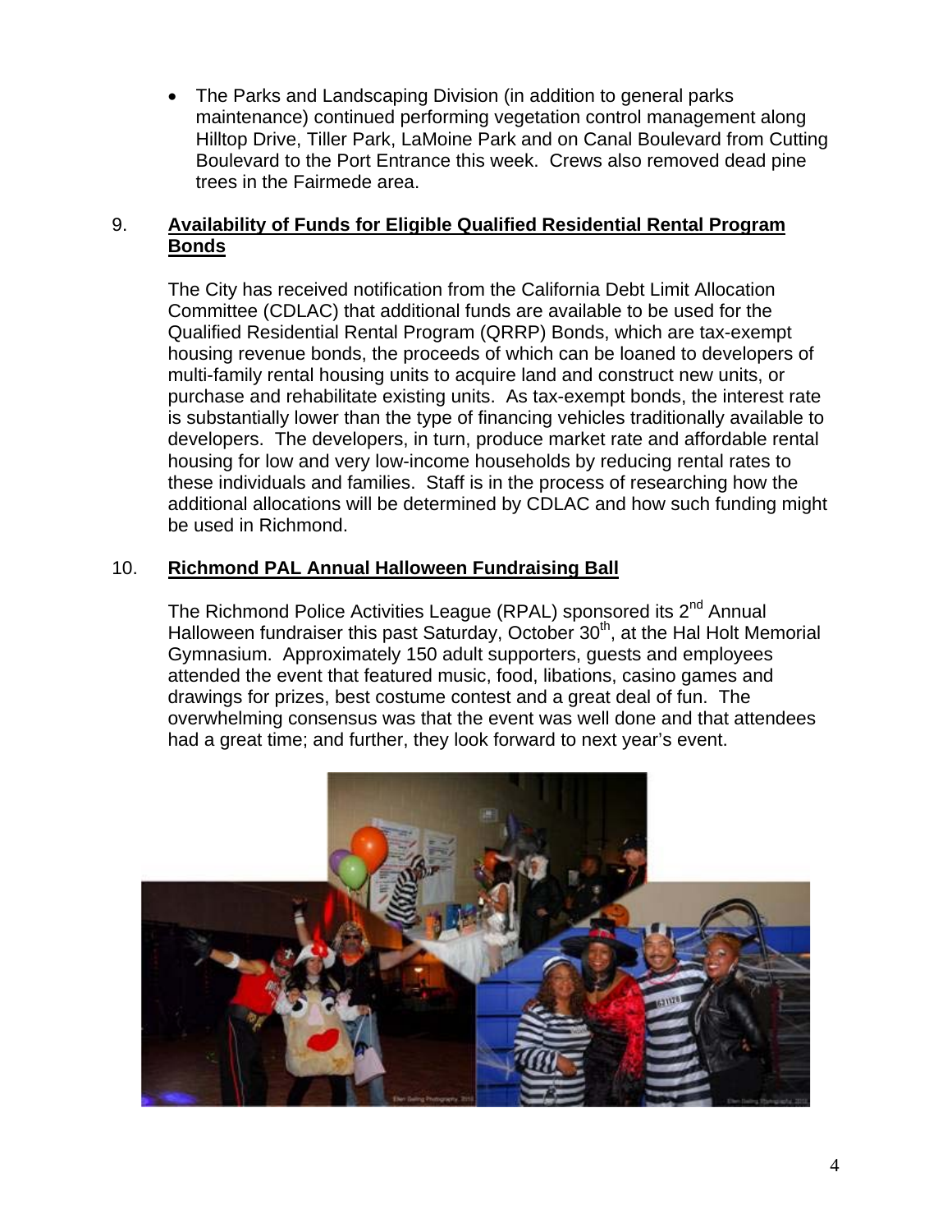- The Parks and Landscaping Division (in addition to general parks maintenance) continued performing vegetation control management along Hilltop Drive, Tiller Park, LaMoine Park and on Canal Boulevard from Cutting Boulevard to the Port Entrance this week. Crews also removed dead pine trees in the Fairmede area.

9. **Availability of Funds for Eligible Qualified Residential Rental Program Bonds**

The City has received notification from the California Debt Limit Allocation Committee (CDLAC) that additional funds are available to be used for the Qualified Residential Rental Program (QRRP) Bonds, which are tax-exempt housing revenue bonds, the proceeds of which can be loaned to developers of multi-family rental housing units to acquire land and construct new units, or purchase and rehabilitate existing units. As tax-exempt bonds, the interest rate is substantially lower than the type of financing vehicles traditionally available to developers. The developers, in turn, produce market rate and affordable rental housing for low and very low-income households by reducing rental rates to these individuals and families. Staff is in the process of researching how the additional allocations will be determined by CDLAC and how such funding might be used in Richmond.

10. **Richmond PAL Annual Halloween Fundraising Ball**

The Richmond Police Activities League (RPAL) sponsored its 2nd Annual Halloween fundraiser this past Saturday, October 30th, at the Hal Holt Memorial Gymnasium. Approximately 150 adult supporters, guests and employees attended the event that featured music, food, libations, casino games and drawings for prizes, best costume contest and a great deal of fun. The overwhelming consensus was that the event was well done and that attendees had a great time; and further, they look forward to next year's event.